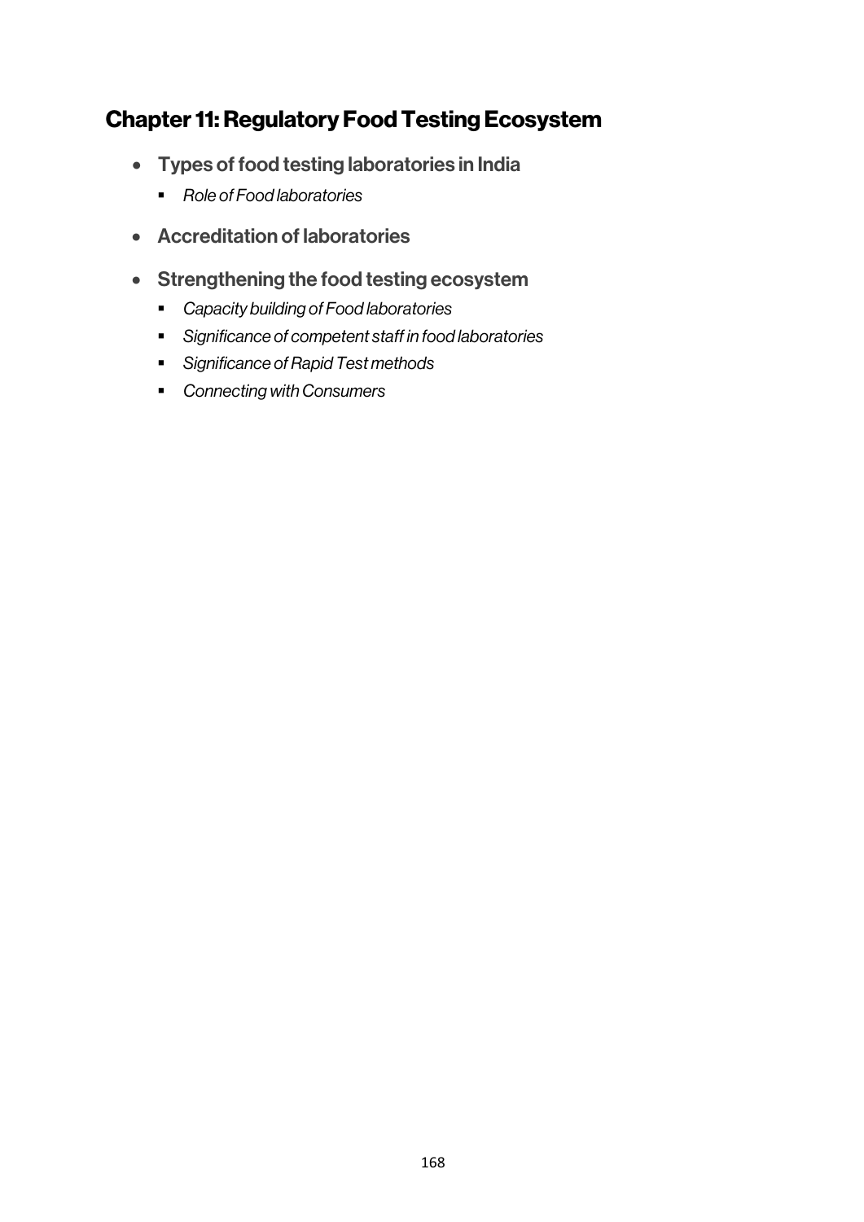# Chapter 11: Regulatory Food Testing Ecosystem

- **Types of food testing laboratories in India**
  - *Role of Food laboratories*
- **Accreditation of laboratories**
- **Strengthening the food testing ecosystem**
  - *Capacity building of Food laboratories*
  - *Significance of competent staff in food laboratories*
  - *Significance of Rapid Test methods*
  - *Connecting with Consumers*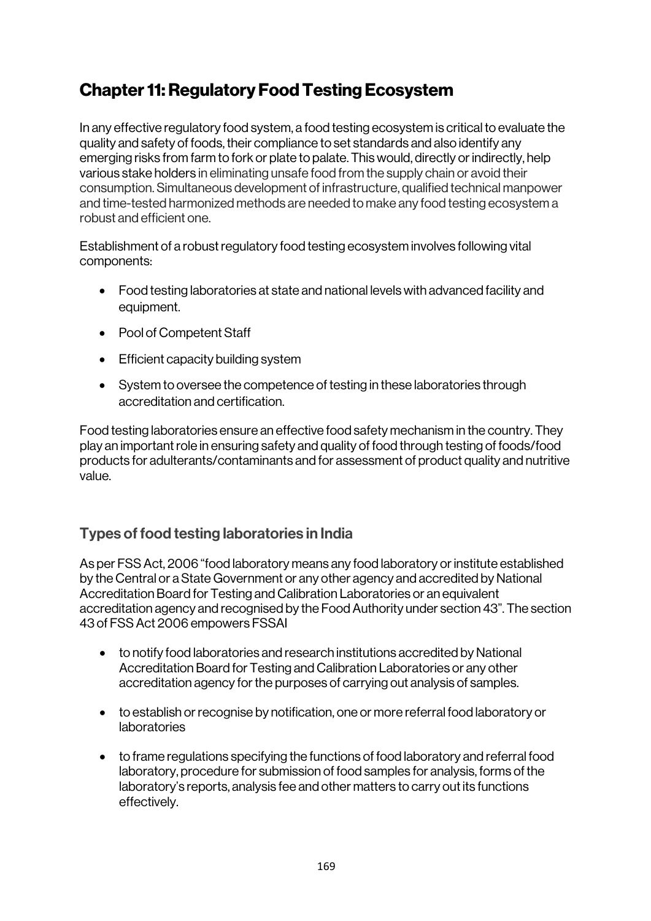# Chapter 11: Regulatory Food Testing Ecosystem

In any effective regulatory food system, a food testing ecosystem is critical to evaluate the quality and safety of foods, their compliance to set standards and also identify any emerging risks from farm to fork or plate to palate. This would, directly or indirectly, help various stake holders in eliminating unsafe food from the supply chain or avoid their consumption. Simultaneous development of infrastructure, qualified technical manpower and time-tested harmonized methods are needed to make any food testing ecosystem a robust and efficient one.

Establishment of a robust regulatory food testing ecosystem involves following vital components:

- Food testing laboratories at state and national levels with advanced facility and equipment.
- Pool of Competent Staff
- Efficient capacity building system
- System to oversee the competence of testing in these laboratories through accreditation and certification.

Food testing laboratories ensure an effective food safety mechanism in the country. They play an important role in ensuring safety and quality of food through testing of foods/food products for adulterants/contaminants and for assessment of product quality and nutritive value.

## Types of food testing laboratories in India

As per FSS Act, 2006 "food laboratory means any food laboratory or institute established by the Central or a State Government or any other agency and accredited by National Accreditation Board for Testing and Calibration Laboratories or an equivalent accreditation agency and recognised by the Food Authority under section 43". The section 43 of FSS Act 2006 empowers FSSAI

- to notify food laboratories and research institutions accredited by National Accreditation Board for Testing and Calibration Laboratories or any other accreditation agency for the purposes of carrying out analysis of samples.
- to establish or recognise by notification, one or more referral food laboratory or laboratories
- to frame regulations specifying the functions of food laboratory and referral food laboratory, procedure for submission of food samples for analysis, forms of the laboratory's reports, analysis fee and other matters to carry out its functions effectively.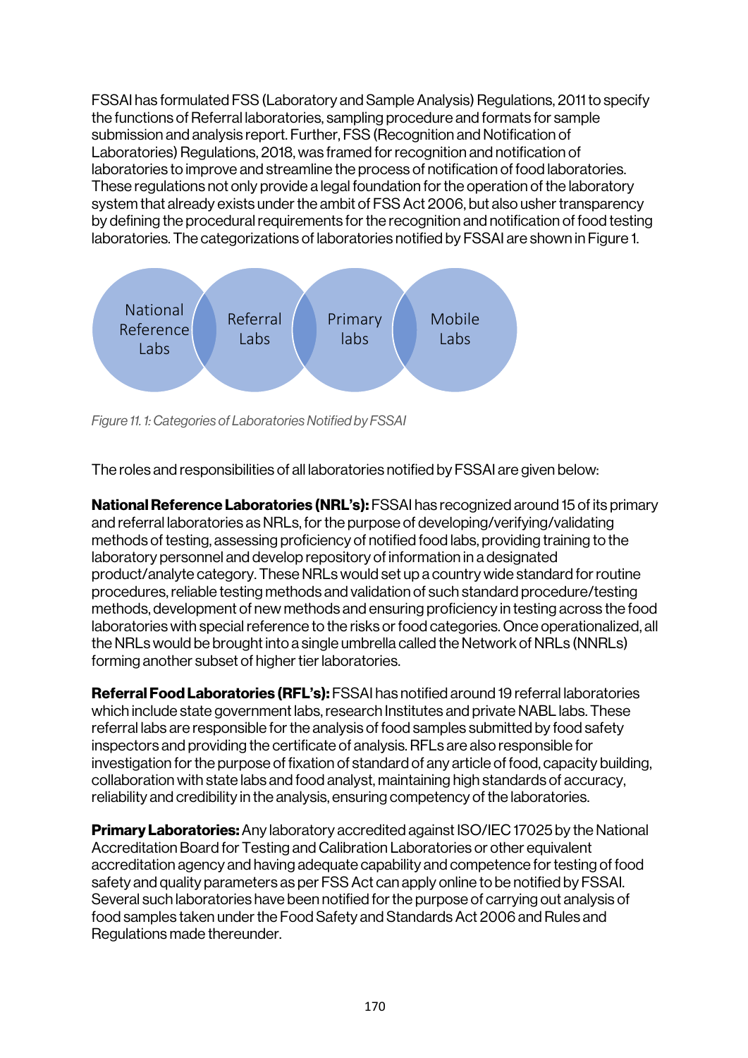FSSAI has formulated FSS (Laboratory and Sample Analysis) Regulations, 2011 to specify the functions of Referral laboratories, sampling procedure and formats for sample submission and analysis report. Further, FSS (Recognition and Notification of Laboratories) Regulations, 2018, was framed for recognition and notification of laboratories to improve and streamline the process of notification of food laboratories. These regulations not only provide a legal foundation for the operation of the laboratory system that already exists under the ambit of FSS Act 2006, but also usher transparency by defining the procedural requirements for the recognition and notification of food testing laboratories. The categorizations of laboratories notified by FSSAI are shown in Figure 1.

National Reference Labs | Referral Labs | Primary labs | Mobile Labs

*Figure 11. 1: Categories of Laboratories Notified by FSSAI*

The roles and responsibilities of all laboratories notified by FSSAI are given below:

**National Reference Laboratories (NRL's):** FSSAI has recognized around 15 of its primary and referral laboratories as NRLs, for the purpose of developing/verifying/validating methods of testing, assessing proficiency of notified food labs, providing training to the laboratory personnel and develop repository of information in a designated product/analyte category. These NRLs would set up a country wide standard for routine procedures, reliable testing methods and validation of such standard procedure/testing methods, development of new methods and ensuring proficiency in testing across the food laboratories with special reference to the risks or food categories. Once operationalized, all the NRLs would be brought into a single umbrella called the Network of NRLs (NNRLs) forming another subset of higher tier laboratories.

**Referral Food Laboratories (RFL's):** FSSAI has notified around 19 referral laboratories which include state government labs, research Institutes and private NABL labs. These referral labs are responsible for the analysis of food samples submitted by food safety inspectors and providing the certificate of analysis. RFLs are also responsible for investigation for the purpose of fixation of standard of any article of food, capacity building, collaboration with state labs and food analyst, maintaining high standards of accuracy, reliability and credibility in the analysis, ensuring competency of the laboratories.

**Primary Laboratories:** Any laboratory accredited against ISO/IEC 17025 by the National Accreditation Board for Testing and Calibration Laboratories or other equivalent accreditation agency and having adequate capability and competence for testing of food safety and quality parameters as per FSS Act can apply online to be notified by FSSAI. Several such laboratories have been notified for the purpose of carrying out analysis of food samples taken under the Food Safety and Standards Act 2006 and Rules and Regulations made thereunder.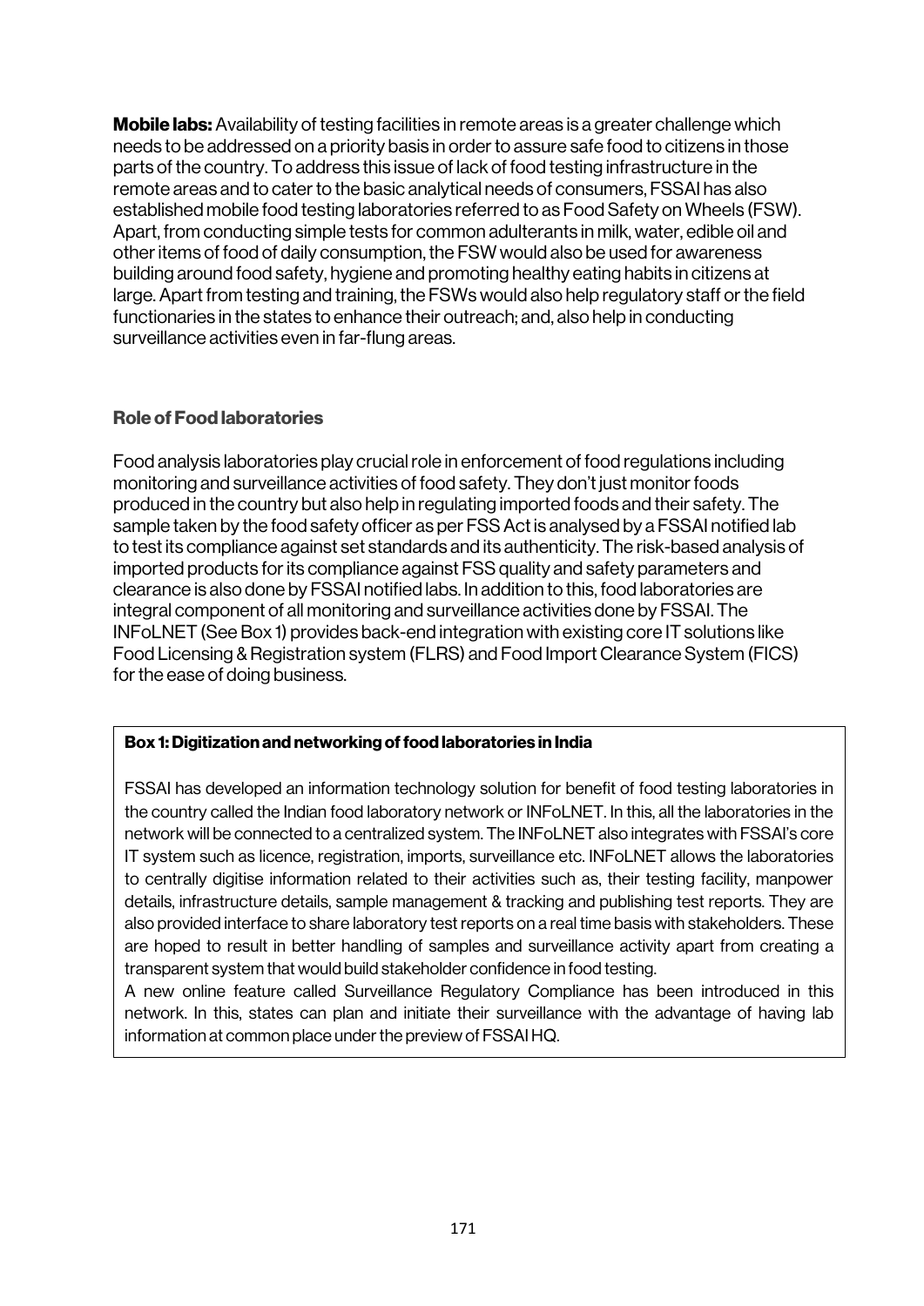**Mobile labs:** Availability of testing facilities in remote areas is a greater challenge which needs to be addressed on a priority basis in order to assure safe food to citizens in those parts of the country. To address this issue of lack of food testing infrastructure in the remote areas and to cater to the basic analytical needs of consumers, FSSAI has also established mobile food testing laboratories referred to as Food Safety on Wheels (FSW). Apart, from conducting simple tests for common adulterants in milk, water, edible oil and other items of food of daily consumption, the FSW would also be used for awareness building around food safety, hygiene and promoting healthy eating habits in citizens at large. Apart from testing and training, the FSWs would also help regulatory staff or the field functionaries in the states to enhance their outreach; and, also help in conducting surveillance activities even in far-flung areas.

### Role of Food laboratories

Food analysis laboratories play crucial role in enforcement of food regulations including monitoring and surveillance activities of food safety. They don't just monitor foods produced in the country but also help in regulating imported foods and their safety. The sample taken by the food safety officer as per FSS Act is analysed by a FSSAI notified lab to test its compliance against set standards and its authenticity. The risk-based analysis of imported products for its compliance against FSS quality and safety parameters and clearance is also done by FSSAI notified labs. In addition to this, food laboratories are integral component of all monitoring and surveillance activities done by FSSAI. The INFoLNET (See Box 1) provides back-end integration with existing core IT solutions like Food Licensing & Registration system (FLRS) and Food Import Clearance System (FICS) for the ease of doing business.

> **Box 1: Digitization and networking of food laboratories in India**
>
> FSSAI has developed an information technology solution for benefit of food testing laboratories in the country called the Indian food laboratory network or INFoLNET. In this, all the laboratories in the network will be connected to a centralized system. The INFoLNET also integrates with FSSAI's core IT system such as licence, registration, imports, surveillance etc. INFoLNET allows the laboratories to centrally digitise information related to their activities such as, their testing facility, manpower details, infrastructure details, sample management & tracking and publishing test reports. They are also provided interface to share laboratory test reports on a real time basis with stakeholders. These are hoped to result in better handling of samples and surveillance activity apart from creating a transparent system that would build stakeholder confidence in food testing.
>
> A new online feature called Surveillance Regulatory Compliance has been introduced in this network. In this, states can plan and initiate their surveillance with the advantage of having lab information at common place under the preview of FSSAI HQ.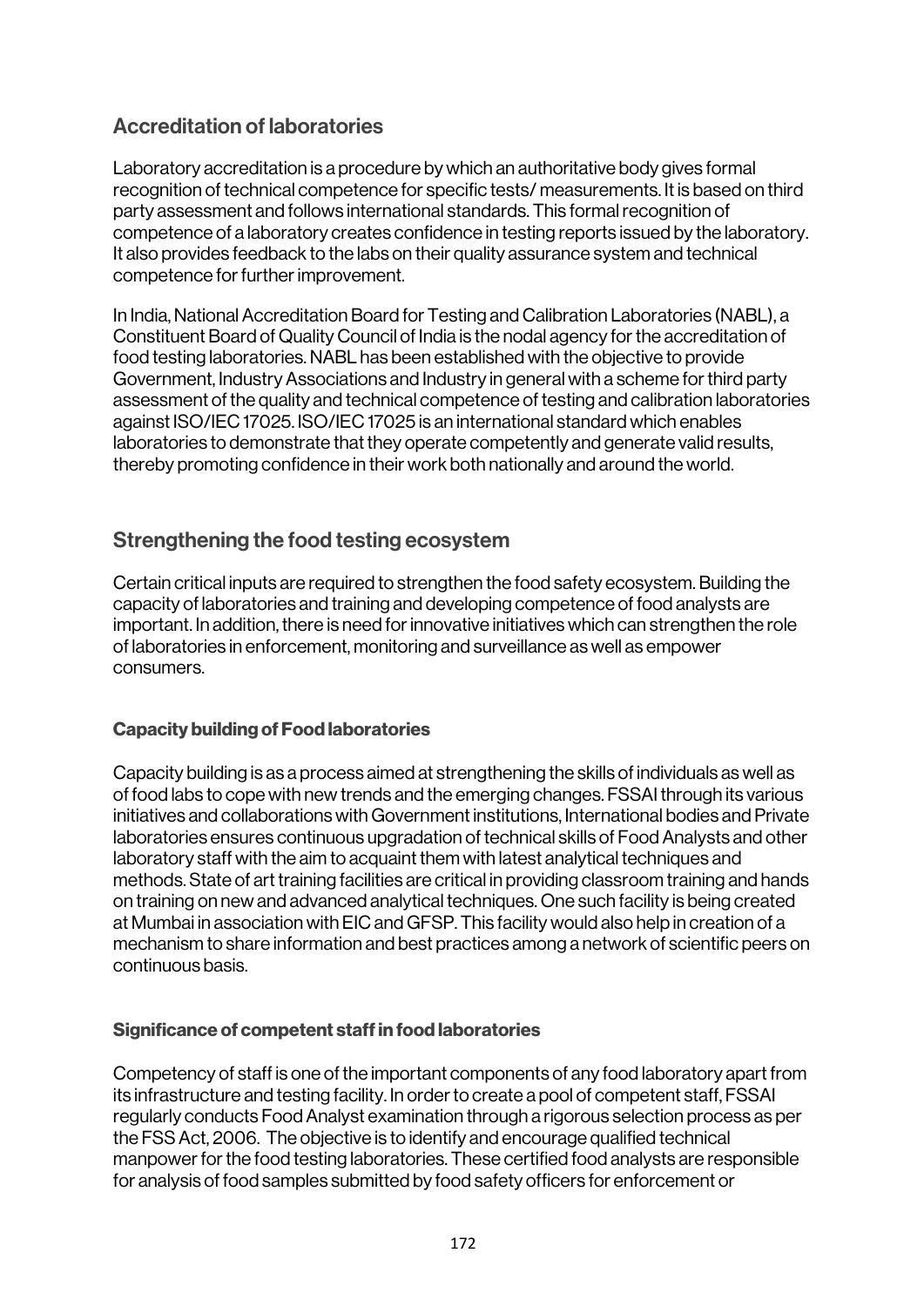## Accreditation of laboratories

Laboratory accreditation is a procedure by which an authoritative body gives formal recognition of technical competence for specific tests/ measurements. It is based on third party assessment and follows international standards. This formal recognition of competence of a laboratory creates confidence in testing reports issued by the laboratory. It also provides feedback to the labs on their quality assurance system and technical competence for further improvement.

In India, National Accreditation Board for Testing and Calibration Laboratories (NABL), a Constituent Board of Quality Council of India is the nodal agency for the accreditation of food testing laboratories. NABL has been established with the objective to provide Government, Industry Associations and Industry in general with a scheme for third party assessment of the quality and technical competence of testing and calibration laboratories against ISO/IEC 17025. ISO/IEC 17025 is an international standard which enables laboratories to demonstrate that they operate competently and generate valid results, thereby promoting confidence in their work both nationally and around the world.

## Strengthening the food testing ecosystem

Certain critical inputs are required to strengthen the food safety ecosystem. Building the capacity of laboratories and training and developing competence of food analysts are important. In addition, there is need for innovative initiatives which can strengthen the role of laboratories in enforcement, monitoring and surveillance as well as empower consumers.

### Capacity building of Food laboratories

Capacity building is as a process aimed at strengthening the skills of individuals as well as of food labs to cope with new trends and the emerging changes. FSSAI through its various initiatives and collaborations with Government institutions, International bodies and Private laboratories ensures continuous upgradation of technical skills of Food Analysts and other laboratory staff with the aim to acquaint them with latest analytical techniques and methods. State of art training facilities are critical in providing classroom training and hands on training on new and advanced analytical techniques. One such facility is being created at Mumbai in association with EIC and GFSP. This facility would also help in creation of a mechanism to share information and best practices among a network of scientific peers on continuous basis.

### Significance of competent staff in food laboratories

Competency of staff is one of the important components of any food laboratory apart from its infrastructure and testing facility. In order to create a pool of competent staff, FSSAI regularly conducts Food Analyst examination through a rigorous selection process as per the FSS Act, 2006. The objective is to identify and encourage qualified technical manpower for the food testing laboratories. These certified food analysts are responsible for analysis of food samples submitted by food safety officers for enforcement or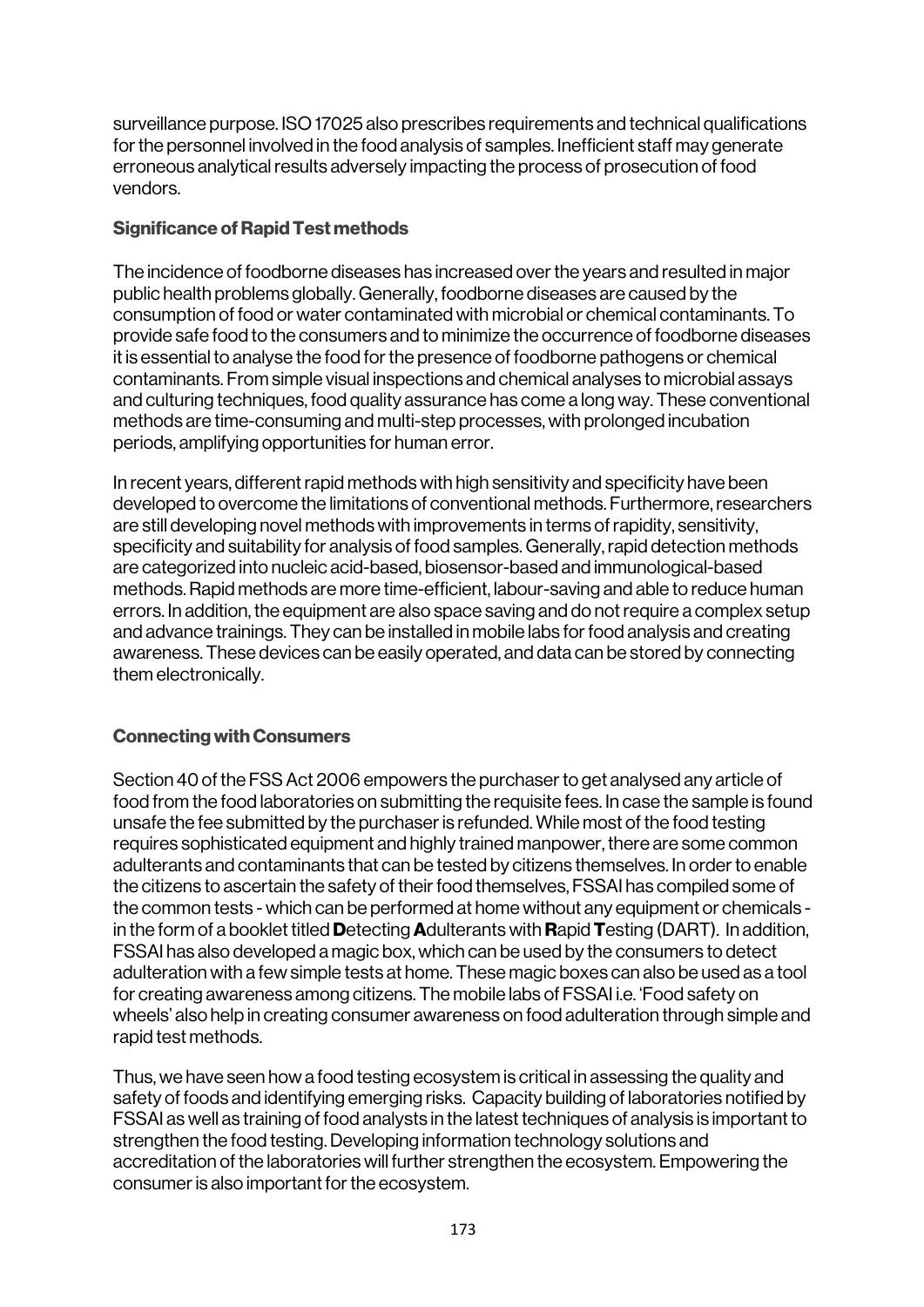surveillance purpose. ISO 17025 also prescribes requirements and technical qualifications for the personnel involved in the food analysis of samples. Inefficient staff may generate erroneous analytical results adversely impacting the process of prosecution of food vendors.

### Significance of Rapid Test methods

The incidence of foodborne diseases has increased over the years and resulted in major public health problems globally. Generally, foodborne diseases are caused by the consumption of food or water contaminated with microbial or chemical contaminants. To provide safe food to the consumers and to minimize the occurrence of foodborne diseases it is essential to analyse the food for the presence of foodborne pathogens or chemical contaminants. From simple visual inspections and chemical analyses to microbial assays and culturing techniques, food quality assurance has come a long way. These conventional methods are time-consuming and multi-step processes, with prolonged incubation periods, amplifying opportunities for human error.

In recent years, different rapid methods with high sensitivity and specificity have been developed to overcome the limitations of conventional methods. Furthermore, researchers are still developing novel methods with improvements in terms of rapidity, sensitivity, specificity and suitability for analysis of food samples. Generally, rapid detection methods are categorized into nucleic acid-based, biosensor-based and immunological-based methods. Rapid methods are more time-efficient, labour-saving and able to reduce human errors. In addition, the equipment are also space saving and do not require a complex setup and advance trainings. They can be installed in mobile labs for food analysis and creating awareness. These devices can be easily operated, and data can be stored by connecting them electronically.

### Connecting with Consumers

Section 40 of the FSS Act 2006 empowers the purchaser to get analysed any article of food from the food laboratories on submitting the requisite fees. In case the sample is found unsafe the fee submitted by the purchaser is refunded. While most of the food testing requires sophisticated equipment and highly trained manpower, there are some common adulterants and contaminants that can be tested by citizens themselves. In order to enable the citizens to ascertain the safety of their food themselves, FSSAI has compiled some of the common tests - which can be performed at home without any equipment or chemicals - in the form of a booklet titled **D**etecting **A**dulterants with **R**apid **T**esting (DART). In addition, FSSAI has also developed a magic box, which can be used by the consumers to detect adulteration with a few simple tests at home. These magic boxes can also be used as a tool for creating awareness among citizens. The mobile labs of FSSAI i.e. 'Food safety on wheels' also help in creating consumer awareness on food adulteration through simple and rapid test methods.

Thus, we have seen how a food testing ecosystem is critical in assessing the quality and safety of foods and identifying emerging risks. Capacity building of laboratories notified by FSSAI as well as training of food analysts in the latest techniques of analysis is important to strengthen the food testing. Developing information technology solutions and accreditation of the laboratories will further strengthen the ecosystem. Empowering the consumer is also important for the ecosystem.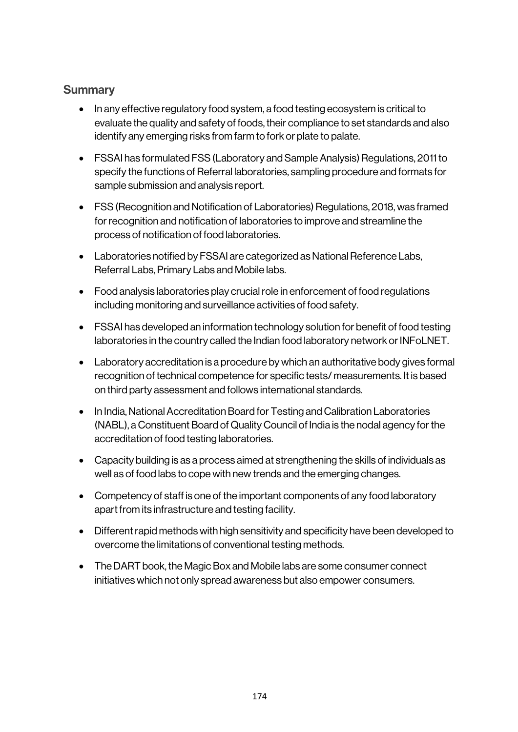## Summary

- In any effective regulatory food system, a food testing ecosystem is critical to evaluate the quality and safety of foods, their compliance to set standards and also identify any emerging risks from farm to fork or plate to palate.
- FSSAI has formulated FSS (Laboratory and Sample Analysis) Regulations, 2011 to specify the functions of Referral laboratories, sampling procedure and formats for sample submission and analysis report.
- FSS (Recognition and Notification of Laboratories) Regulations, 2018, was framed for recognition and notification of laboratories to improve and streamline the process of notification of food laboratories.
- Laboratories notified by FSSAI are categorized as National Reference Labs, Referral Labs, Primary Labs and Mobile labs.
- Food analysis laboratories play crucial role in enforcement of food regulations including monitoring and surveillance activities of food safety.
- FSSAI has developed an information technology solution for benefit of food testing laboratories in the country called the Indian food laboratory network or INFoLNET.
- Laboratory accreditation is a procedure by which an authoritative body gives formal recognition of technical competence for specific tests/ measurements. It is based on third party assessment and follows international standards.
- In India, National Accreditation Board for Testing and Calibration Laboratories (NABL), a Constituent Board of Quality Council of India is the nodal agency for the accreditation of food testing laboratories.
- Capacity building is as a process aimed at strengthening the skills of individuals as well as of food labs to cope with new trends and the emerging changes.
- Competency of staff is one of the important components of any food laboratory apart from its infrastructure and testing facility.
- Different rapid methods with high sensitivity and specificity have been developed to overcome the limitations of conventional testing methods.
- The DART book, the Magic Box and Mobile labs are some consumer connect initiatives which not only spread awareness but also empower consumers.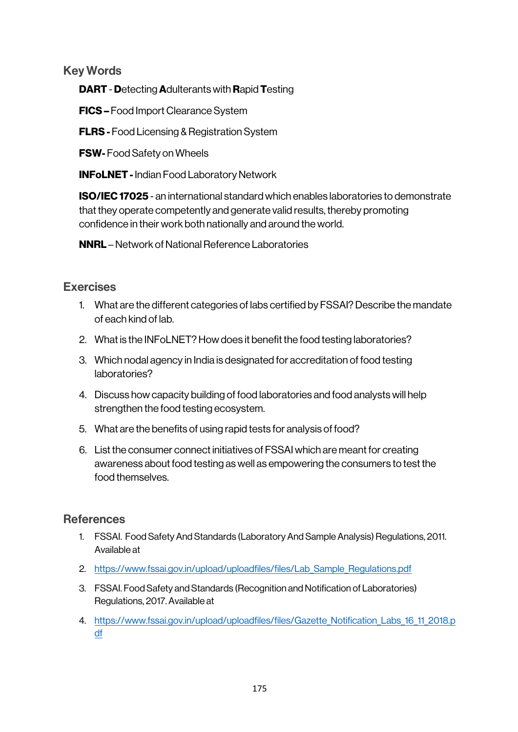## Key Words

**DART** - **D**etecting **A**dulterants with **R**apid **T**esting

**FICS –** Food Import Clearance System

**FLRS -** Food Licensing & Registration System

**FSW-** Food Safety on Wheels

**INFoLNET -** Indian Food Laboratory Network

**ISO/IEC 17025** - an international standard which enables laboratories to demonstrate that they operate competently and generate valid results, thereby promoting confidence in their work both nationally and around the world.

**NNRL** – Network of National Reference Laboratories

## Exercises

1. What are the different categories of labs certified by FSSAI? Describe the mandate of each kind of lab.
2. What is the INFoLNET? How does it benefit the food testing laboratories?
3. Which nodal agency in India is designated for accreditation of food testing laboratories?
4. Discuss how capacity building of food laboratories and food analysts will help strengthen the food testing ecosystem.
5. What are the benefits of using rapid tests for analysis of food?
6. List the consumer connect initiatives of FSSAI which are meant for creating awareness about food testing as well as empowering the consumers to test the food themselves.

## References

1. FSSAI. Food Safety And Standards (Laboratory And Sample Analysis) Regulations, 2011. Available at
2. https://www.fssai.gov.in/upload/uploadfiles/files/Lab_Sample_Regulations.pdf
3. FSSAI. Food Safety and Standards (Recognition and Notification of Laboratories) Regulations, 2017. Available at
4. https://www.fssai.gov.in/upload/uploadfiles/files/Gazette_Notification_Labs_16_11_2018.pdf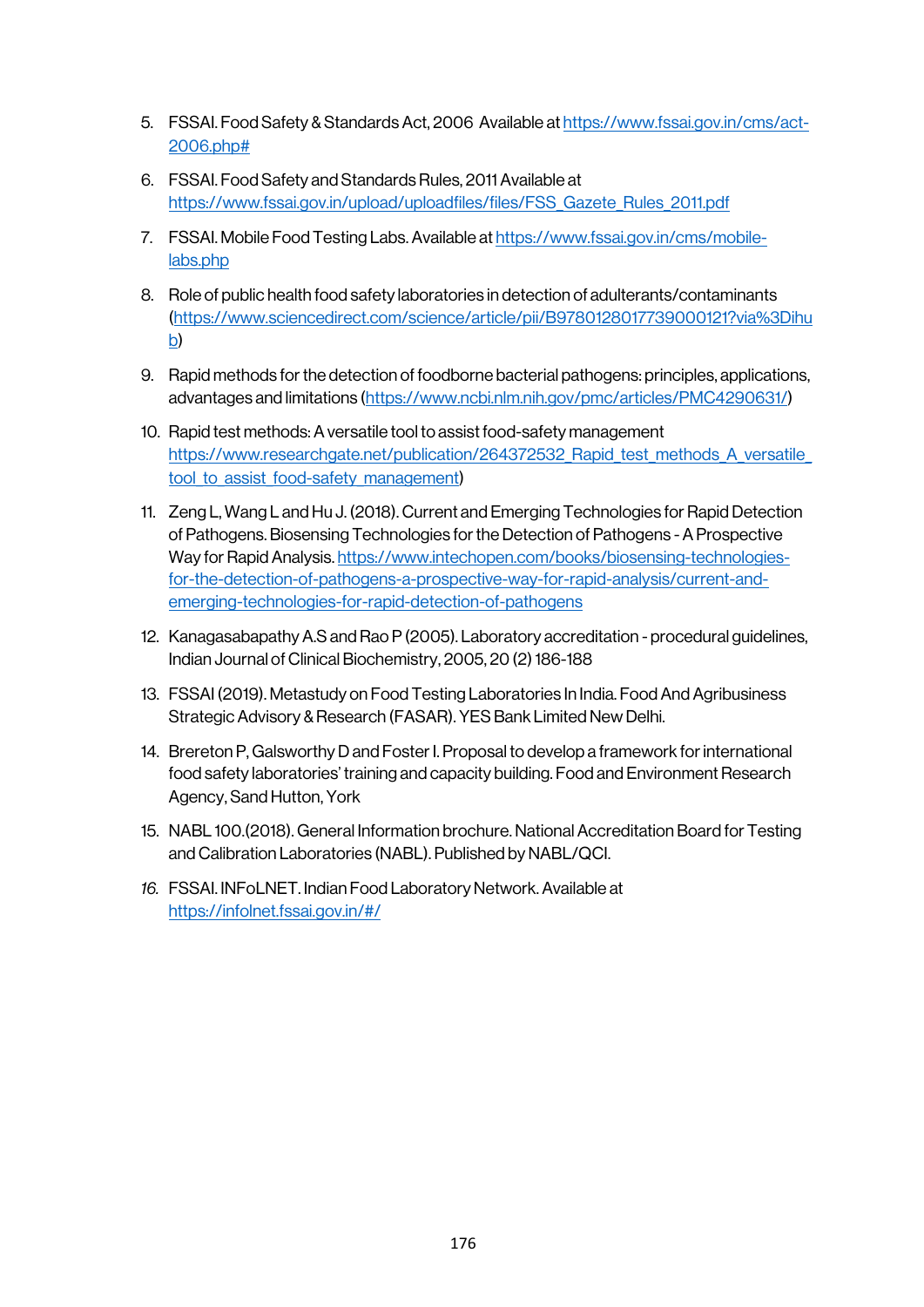5. FSSAI. Food Safety & Standards Act, 2006 Available at https://www.fssai.gov.in/cms/act-2006.php#

6. FSSAI. Food Safety and Standards Rules, 2011 Available at https://www.fssai.gov.in/upload/uploadfiles/files/FSS_Gazete_Rules_2011.pdf

7. FSSAI. Mobile Food Testing Labs. Available at https://www.fssai.gov.in/cms/mobile-labs.php

8. Role of public health food safety laboratories in detection of adulterants/contaminants (https://www.sciencedirect.com/science/article/pii/B9780128017739000121?via%3Dihub)

9. Rapid methods for the detection of foodborne bacterial pathogens: principles, applications, advantages and limitations (https://www.ncbi.nlm.nih.gov/pmc/articles/PMC4290631/)

10. Rapid test methods: A versatile tool to assist food-safety management https://www.researchgate.net/publication/264372532_Rapid_test_methods_A_versatile_tool_to_assist_food-safety_management)

11. Zeng L, Wang L and Hu J. (2018). Current and Emerging Technologies for Rapid Detection of Pathogens. Biosensing Technologies for the Detection of Pathogens - A Prospective Way for Rapid Analysis. https://www.intechopen.com/books/biosensing-technologies-for-the-detection-of-pathogens-a-prospective-way-for-rapid-analysis/current-and-emerging-technologies-for-rapid-detection-of-pathogens

12. Kanagasabapathy A.S and Rao P (2005). Laboratory accreditation - procedural guidelines, Indian Journal of Clinical Biochemistry, 2005, 20 (2) 186-188

13. FSSAI (2019). Metastudy on Food Testing Laboratories In India. Food And Agribusiness Strategic Advisory & Research (FASAR). YES Bank Limited New Delhi.

14. Brereton P, Galsworthy D and Foster I. Proposal to develop a framework for international food safety laboratories' training and capacity building. Food and Environment Research Agency, Sand Hutton, York

15. NABL 100.(2018). General Information brochure. National Accreditation Board for Testing and Calibration Laboratories (NABL). Published by NABL/QCI.

16. FSSAI. INFoLNET. Indian Food Laboratory Network. Available at https://infolnet.fssai.gov.in/#/